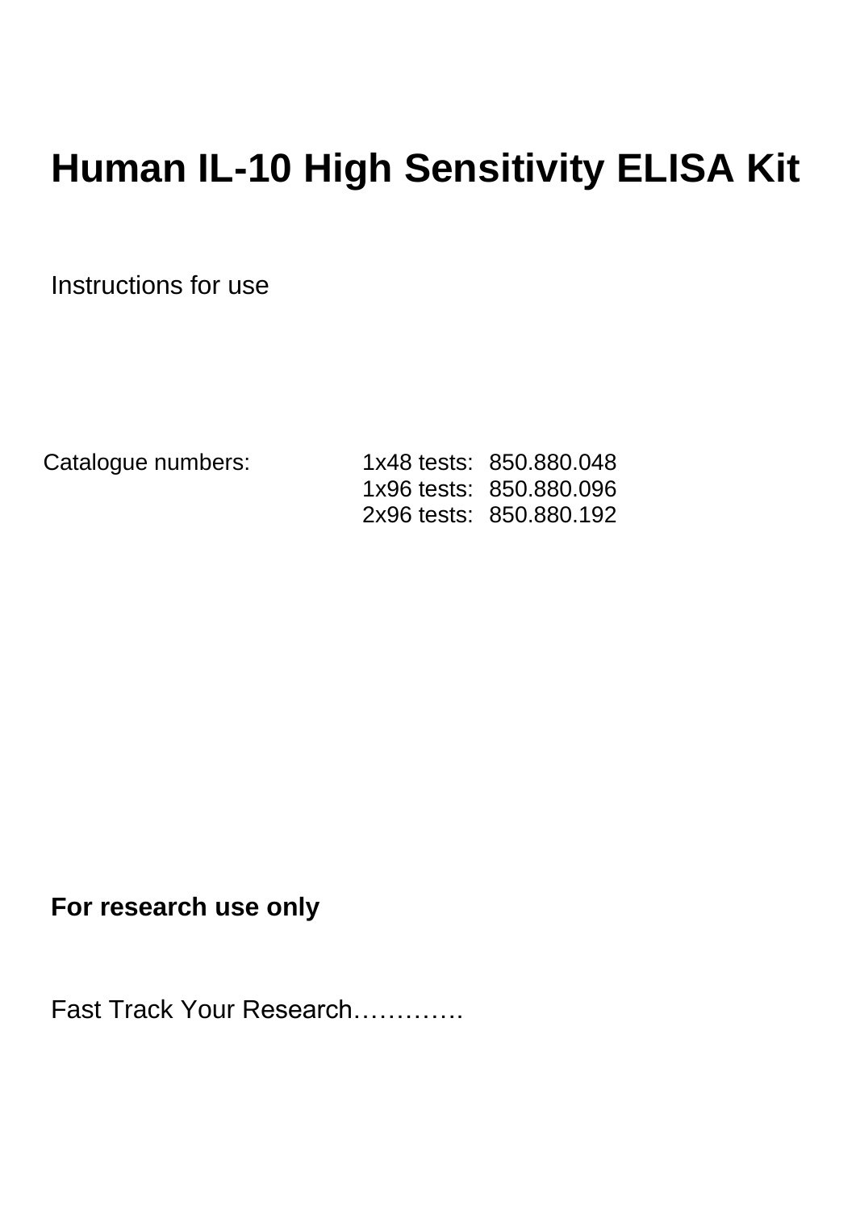# Human IL-10 High Sensitivity ELISA Kit

Instructions for use

| Catalogue numbers: | 1x48 tests: | 850.880.048 |
|---|---|---|
| | 1x96 tests: | 850.880.096 |
| | 2x96 tests: | 850.880.192 |

**For research use only**

Fast Track Your Research………….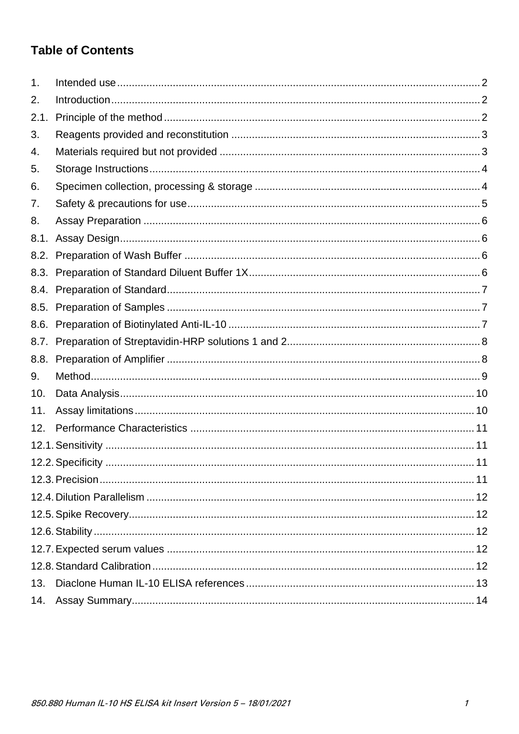## Table of Contents

1. Intended use ..... 2
2. Introduction ..... 2
2.1. Principle of the method ..... 2
3. Reagents provided and reconstitution ..... 3
4. Materials required but not provided ..... 3
5. Storage Instructions ..... 4
6. Specimen collection, processing & storage ..... 4
7. Safety & precautions for use ..... 5
8. Assay Preparation ..... 6
8.1. Assay Design ..... 6
8.2. Preparation of Wash Buffer ..... 6
8.3. Preparation of Standard Diluent Buffer 1X ..... 6
8.4. Preparation of Standard ..... 7
8.5. Preparation of Samples ..... 7
8.6. Preparation of Biotinylated Anti-IL-10 ..... 7
8.7. Preparation of Streptavidin-HRP solutions 1 and 2 ..... 8
8.8. Preparation of Amplifier ..... 8
9. Method ..... 9
10. Data Analysis ..... 10
11. Assay limitations ..... 10
12. Performance Characteristics ..... 11
12.1. Sensitivity ..... 11
12.2. Specificity ..... 11
12.3. Precision ..... 11
12.4. Dilution Parallelism ..... 12
12.5. Spike Recovery ..... 12
12.6. Stability ..... 12
12.7. Expected serum values ..... 12
12.8. Standard Calibration ..... 12
13. Diaclone Human IL-10 ELISA references ..... 13
14. Assay Summary ..... 14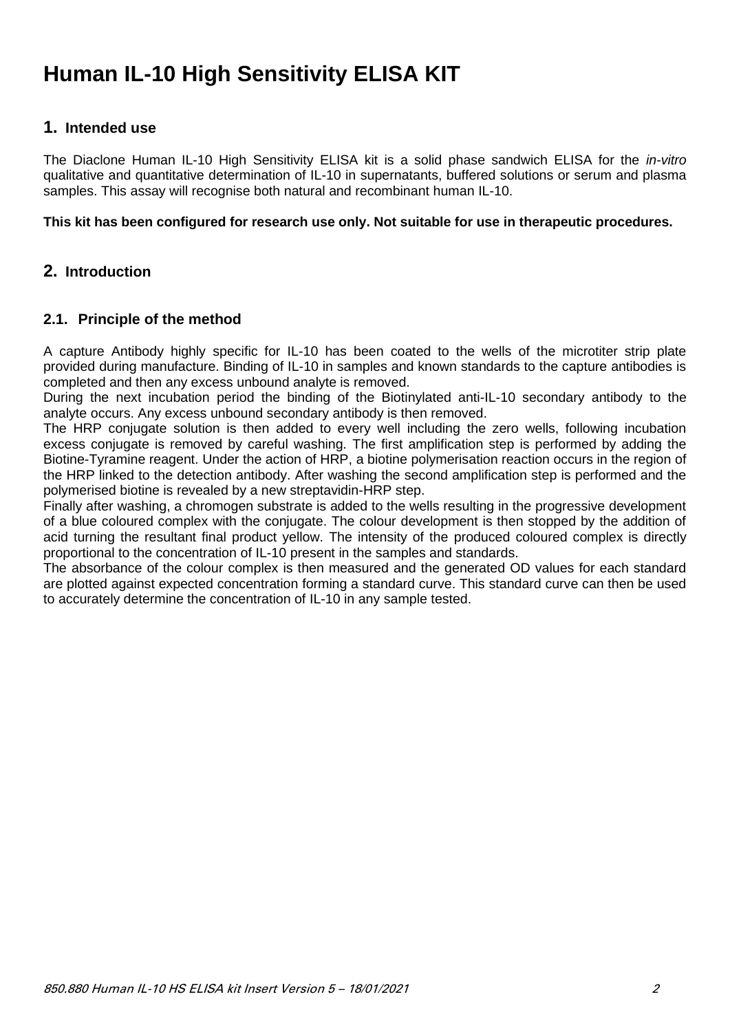# Human IL-10 High Sensitivity ELISA KIT

## 1. Intended use

The Diaclone Human IL-10 High Sensitivity ELISA kit is a solid phase sandwich ELISA for the *in-vitro* qualitative and quantitative determination of IL-10 in supernatants, buffered solutions or serum and plasma samples. This assay will recognise both natural and recombinant human IL-10.

**This kit has been configured for research use only. Not suitable for use in therapeutic procedures.**

## 2. Introduction

### 2.1. Principle of the method

A capture Antibody highly specific for IL-10 has been coated to the wells of the microtiter strip plate provided during manufacture. Binding of IL-10 in samples and known standards to the capture antibodies is completed and then any excess unbound analyte is removed.
During the next incubation period the binding of the Biotinylated anti-IL-10 secondary antibody to the analyte occurs. Any excess unbound secondary antibody is then removed.
The HRP conjugate solution is then added to every well including the zero wells, following incubation excess conjugate is removed by careful washing. The first amplification step is performed by adding the Biotine-Tyramine reagent. Under the action of HRP, a biotine polymerisation reaction occurs in the region of the HRP linked to the detection antibody. After washing the second amplification step is performed and the polymerised biotine is revealed by a new streptavidin-HRP step.
Finally after washing, a chromogen substrate is added to the wells resulting in the progressive development of a blue coloured complex with the conjugate. The colour development is then stopped by the addition of acid turning the resultant final product yellow. The intensity of the produced coloured complex is directly proportional to the concentration of IL-10 present in the samples and standards.
The absorbance of the colour complex is then measured and the generated OD values for each standard are plotted against expected concentration forming a standard curve. This standard curve can then be used to accurately determine the concentration of IL-10 in any sample tested.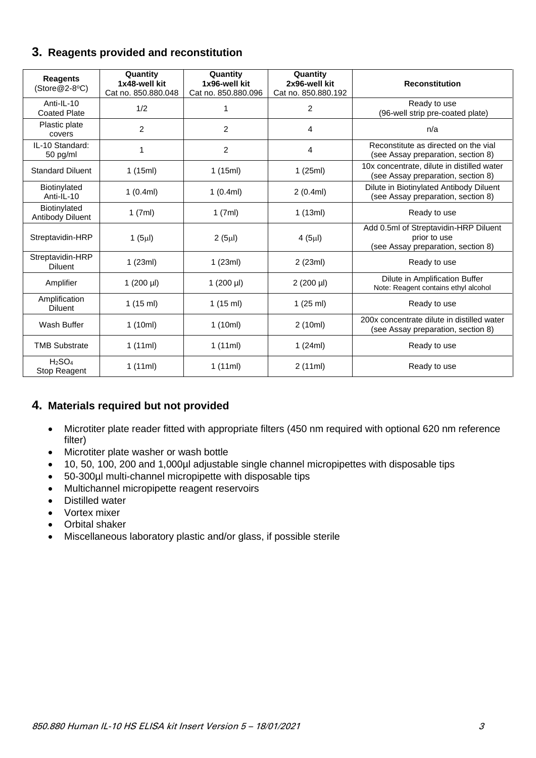## 3. Reagents provided and reconstitution

| Reagents (Store@2-8°C) | Quantity 1x48-well kit Cat no. 850.880.048 | Quantity 1x96-well kit Cat no. 850.880.096 | Quantity 2x96-well kit Cat no. 850.880.192 | Reconstitution |
|---|---|---|---|---|
| Anti-IL-10 Coated Plate | 1/2 | 1 | 2 | Ready to use (96-well strip pre-coated plate) |
| Plastic plate covers | 2 | 2 | 4 | n/a |
| IL-10 Standard: 50 pg/ml | 1 | 2 | 4 | Reconstitute as directed on the vial (see Assay preparation, section 8) |
| Standard Diluent | 1 (15ml) | 1 (15ml) | 1 (25ml) | 10x concentrate, dilute in distilled water (see Assay preparation, section 8) |
| Biotinylated Anti-IL-10 | 1 (0.4ml) | 1 (0.4ml) | 2 (0.4ml) | Dilute in Biotinylated Antibody Diluent (see Assay preparation, section 8) |
| Biotinylated Antibody Diluent | 1 (7ml) | 1 (7ml) | 1 (13ml) | Ready to use |
| Streptavidin-HRP | 1 (5µl) | 2 (5µl) | 4 (5µl) | Add 0.5ml of Streptavidin-HRP Diluent prior to use (see Assay preparation, section 8) |
| Streptavidin-HRP Diluent | 1 (23ml) | 1 (23ml) | 2 (23ml) | Ready to use |
| Amplifier | 1 (200 µl) | 1 (200 µl) | 2 (200 µl) | Dilute in Amplification Buffer Note: Reagent contains ethyl alcohol |
| Amplification Diluent | 1 (15 ml) | 1 (15 ml) | 1 (25 ml) | Ready to use |
| Wash Buffer | 1 (10ml) | 1 (10ml) | 2 (10ml) | 200x concentrate dilute in distilled water (see Assay preparation, section 8) |
| TMB Substrate | 1 (11ml) | 1 (11ml) | 1 (24ml) | Ready to use |
| $H_2SO_4$ Stop Reagent | 1 (11ml) | 1 (11ml) | 2 (11ml) | Ready to use |

## 4. Materials required but not provided

- Microtiter plate reader fitted with appropriate filters (450 nm required with optional 620 nm reference filter)
- Microtiter plate washer or wash bottle
- 10, 50, 100, 200 and 1,000µl adjustable single channel micropipettes with disposable tips
- 50-300µl multi-channel micropipette with disposable tips
- Multichannel micropipette reagent reservoirs
- Distilled water
- Vortex mixer
- Orbital shaker
- Miscellaneous laboratory plastic and/or glass, if possible sterile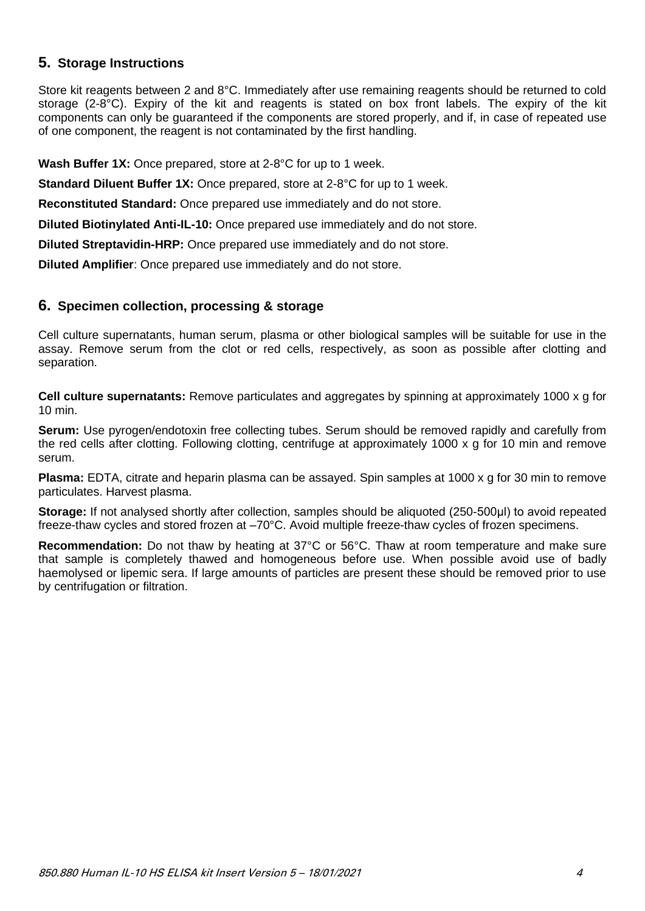## 5. Storage Instructions

Store kit reagents between 2 and 8°C. Immediately after use remaining reagents should be returned to cold storage (2-8°C). Expiry of the kit and reagents is stated on box front labels. The expiry of the kit components can only be guaranteed if the components are stored properly, and if, in case of repeated use of one component, the reagent is not contaminated by the first handling.

**Wash Buffer 1X:** Once prepared, store at 2-8°C for up to 1 week.

**Standard Diluent Buffer 1X:** Once prepared, store at 2-8°C for up to 1 week.

**Reconstituted Standard:** Once prepared use immediately and do not store.

**Diluted Biotinylated Anti-IL-10:** Once prepared use immediately and do not store.

**Diluted Streptavidin-HRP:** Once prepared use immediately and do not store.

**Diluted Amplifier**: Once prepared use immediately and do not store.

## 6. Specimen collection, processing & storage

Cell culture supernatants, human serum, plasma or other biological samples will be suitable for use in the assay. Remove serum from the clot or red cells, respectively, as soon as possible after clotting and separation.

**Cell culture supernatants:** Remove particulates and aggregates by spinning at approximately 1000 x g for 10 min.

**Serum:** Use pyrogen/endotoxin free collecting tubes. Serum should be removed rapidly and carefully from the red cells after clotting. Following clotting, centrifuge at approximately 1000 x g for 10 min and remove serum.

**Plasma:** EDTA, citrate and heparin plasma can be assayed. Spin samples at 1000 x g for 30 min to remove particulates. Harvest plasma.

**Storage:** If not analysed shortly after collection, samples should be aliquoted (250-500µl) to avoid repeated freeze-thaw cycles and stored frozen at –70°C. Avoid multiple freeze-thaw cycles of frozen specimens.

**Recommendation:** Do not thaw by heating at 37°C or 56°C. Thaw at room temperature and make sure that sample is completely thawed and homogeneous before use. When possible avoid use of badly haemolysed or lipemic sera. If large amounts of particles are present these should be removed prior to use by centrifugation or filtration.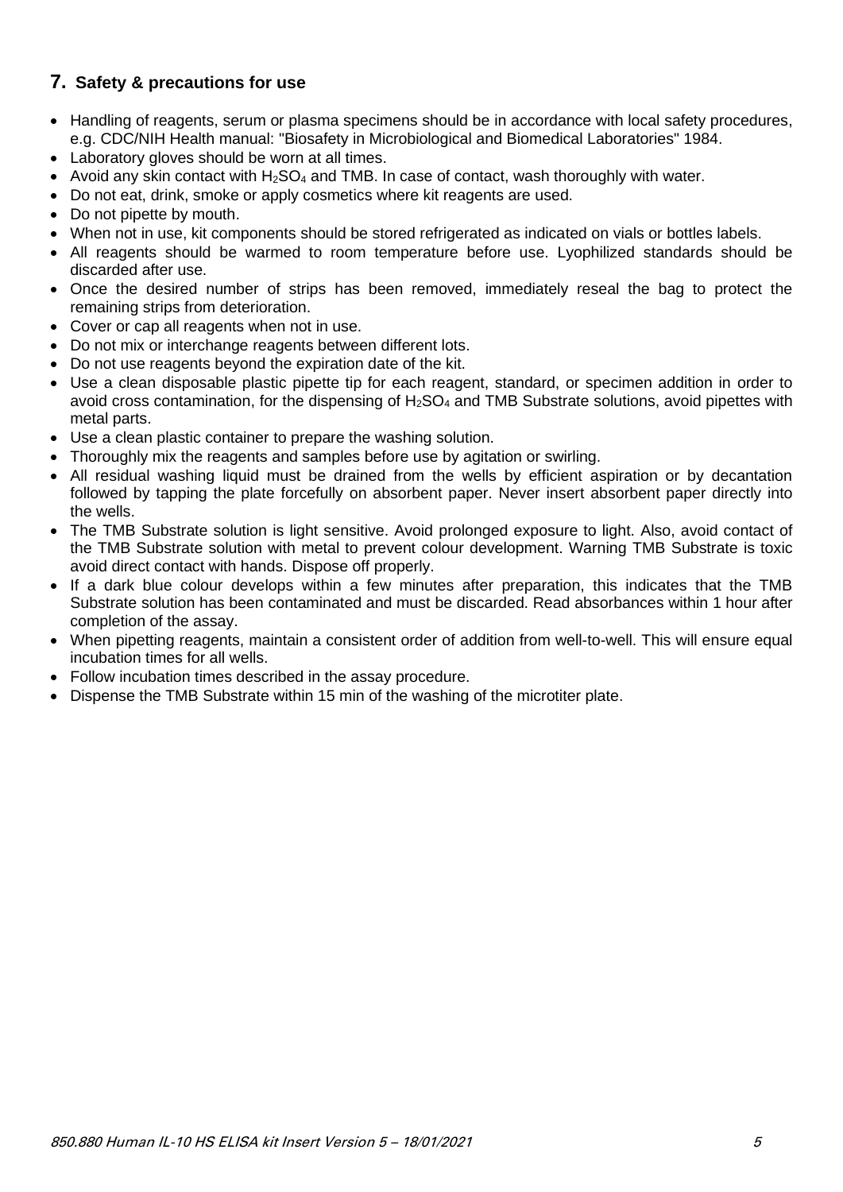## 7. Safety & precautions for use

- Handling of reagents, serum or plasma specimens should be in accordance with local safety procedures, e.g. CDC/NIH Health manual: "Biosafety in Microbiological and Biomedical Laboratories" 1984.
- Laboratory gloves should be worn at all times.
- Avoid any skin contact with $H_2SO_4$ and TMB. In case of contact, wash thoroughly with water.
- Do not eat, drink, smoke or apply cosmetics where kit reagents are used.
- Do not pipette by mouth.
- When not in use, kit components should be stored refrigerated as indicated on vials or bottles labels.
- All reagents should be warmed to room temperature before use. Lyophilized standards should be discarded after use.
- Once the desired number of strips has been removed, immediately reseal the bag to protect the remaining strips from deterioration.
- Cover or cap all reagents when not in use.
- Do not mix or interchange reagents between different lots.
- Do not use reagents beyond the expiration date of the kit.
- Use a clean disposable plastic pipette tip for each reagent, standard, or specimen addition in order to avoid cross contamination, for the dispensing of $H_2SO_4$ and TMB Substrate solutions, avoid pipettes with metal parts.
- Use a clean plastic container to prepare the washing solution.
- Thoroughly mix the reagents and samples before use by agitation or swirling.
- All residual washing liquid must be drained from the wells by efficient aspiration or by decantation followed by tapping the plate forcefully on absorbent paper. Never insert absorbent paper directly into the wells.
- The TMB Substrate solution is light sensitive. Avoid prolonged exposure to light. Also, avoid contact of the TMB Substrate solution with metal to prevent colour development. Warning TMB Substrate is toxic avoid direct contact with hands. Dispose off properly.
- If a dark blue colour develops within a few minutes after preparation, this indicates that the TMB Substrate solution has been contaminated and must be discarded. Read absorbances within 1 hour after completion of the assay.
- When pipetting reagents, maintain a consistent order of addition from well-to-well. This will ensure equal incubation times for all wells.
- Follow incubation times described in the assay procedure.
- Dispense the TMB Substrate within 15 min of the washing of the microtiter plate.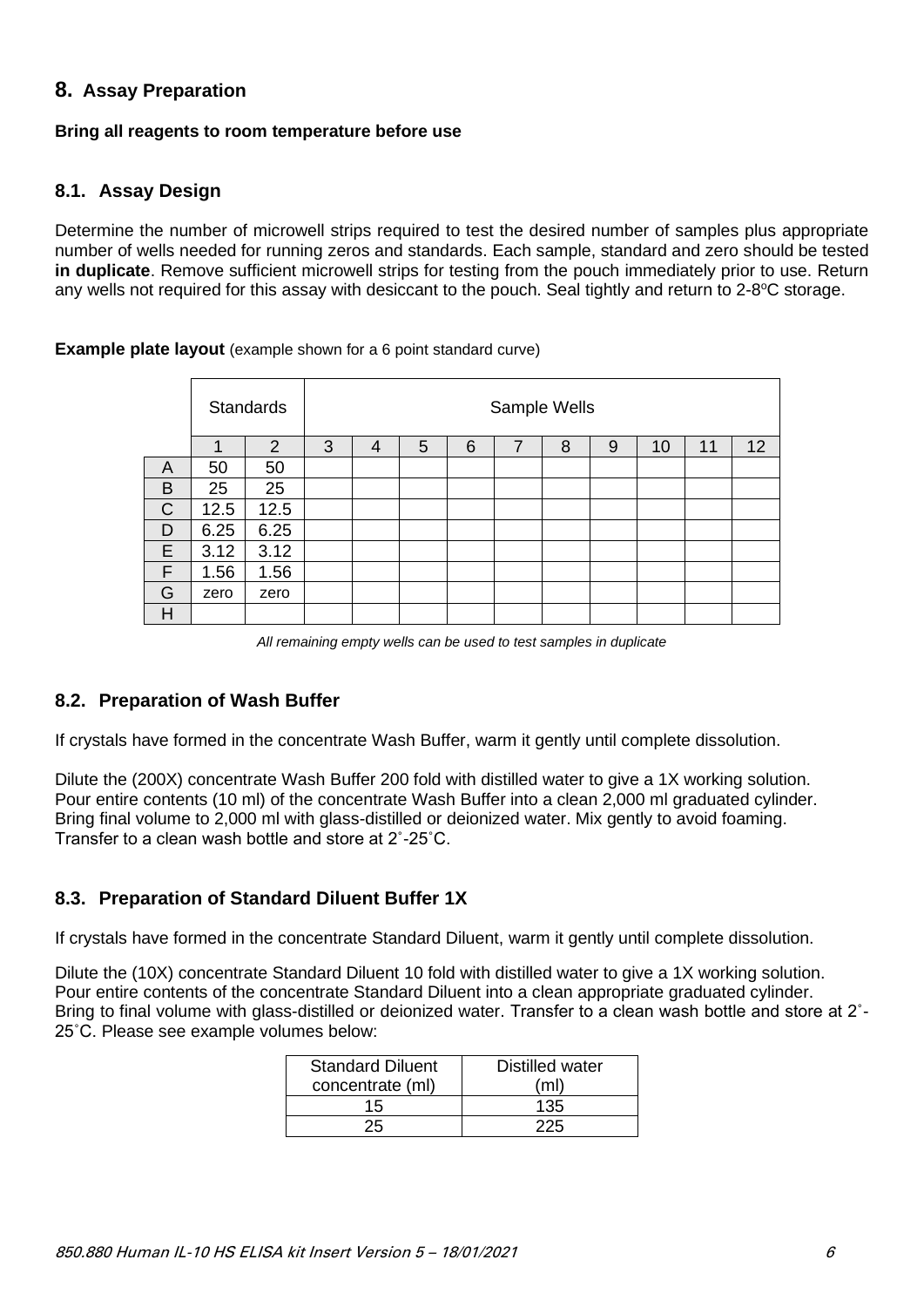## 8. Assay Preparation

**Bring all reagents to room temperature before use**

### 8.1. Assay Design

Determine the number of microwell strips required to test the desired number of samples plus appropriate number of wells needed for running zeros and standards. Each sample, standard and zero should be tested **in duplicate**. Remove sufficient microwell strips for testing from the pouch immediately prior to use. Return any wells not required for this assay with desiccant to the pouch. Seal tightly and return to 2-8°C storage.

**Example plate layout** (example shown for a 6 point standard curve)

| | Standards | | Sample Wells | | | | | | | | | |
|---|---|---|---|---|---|---|---|---|---|---|---|---|
| | 1 | 2 | 3 | 4 | 5 | 6 | 7 | 8 | 9 | 10 | 11 | 12 |
| A | 50 | 50 | | | | | | | | | | |
| B | 25 | 25 | | | | | | | | | | |
| C | 12.5 | 12.5 | | | | | | | | | | |
| D | 6.25 | 6.25 | | | | | | | | | | |
| E | 3.12 | 3.12 | | | | | | | | | | |
| F | 1.56 | 1.56 | | | | | | | | | | |
| G | zero | zero | | | | | | | | | | |
| H | | | | | | | | | | | | |

*All remaining empty wells can be used to test samples in duplicate*

### 8.2. Preparation of Wash Buffer

If crystals have formed in the concentrate Wash Buffer, warm it gently until complete dissolution.

Dilute the (200X) concentrate Wash Buffer 200 fold with distilled water to give a 1X working solution. Pour entire contents (10 ml) of the concentrate Wash Buffer into a clean 2,000 ml graduated cylinder. Bring final volume to 2,000 ml with glass-distilled or deionized water. Mix gently to avoid foaming. Transfer to a clean wash bottle and store at 2˚-25˚C.

### 8.3. Preparation of Standard Diluent Buffer 1X

If crystals have formed in the concentrate Standard Diluent, warm it gently until complete dissolution.

Dilute the (10X) concentrate Standard Diluent 10 fold with distilled water to give a 1X working solution. Pour entire contents of the concentrate Standard Diluent into a clean appropriate graduated cylinder. Bring to final volume with glass-distilled or deionized water. Transfer to a clean wash bottle and store at 2˚-25˚C. Please see example volumes below:

| Standard Diluent concentrate (ml) | Distilled water (ml) |
|---|---|
| 15 | 135 |
| 25 | 225 |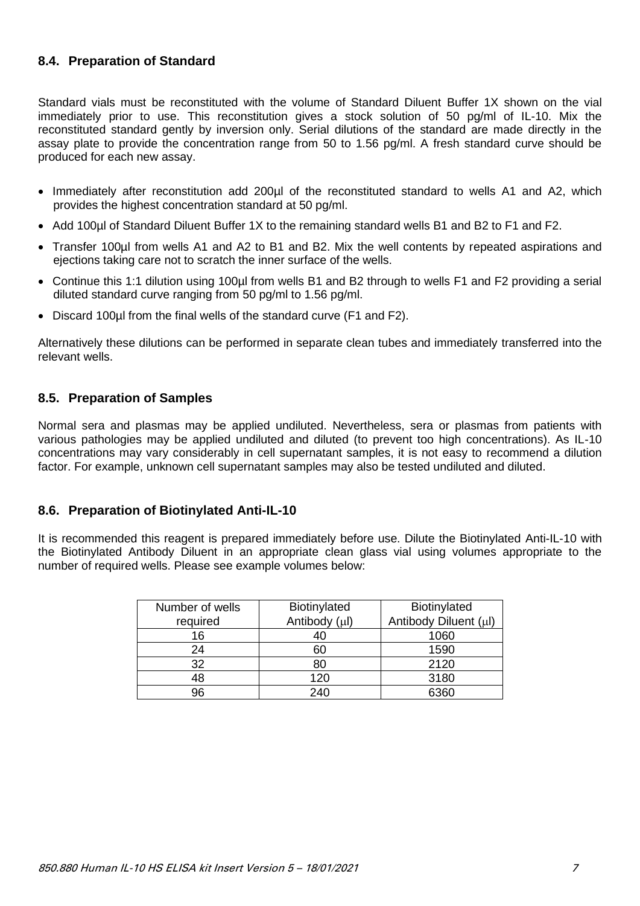### 8.4. Preparation of Standard

Standard vials must be reconstituted with the volume of Standard Diluent Buffer 1X shown on the vial immediately prior to use. This reconstitution gives a stock solution of 50 pg/ml of IL-10. Mix the reconstituted standard gently by inversion only. Serial dilutions of the standard are made directly in the assay plate to provide the concentration range from 50 to 1.56 pg/ml. A fresh standard curve should be produced for each new assay.

- Immediately after reconstitution add 200µl of the reconstituted standard to wells A1 and A2, which provides the highest concentration standard at 50 pg/ml.
- Add 100µl of Standard Diluent Buffer 1X to the remaining standard wells B1 and B2 to F1 and F2.
- Transfer 100µl from wells A1 and A2 to B1 and B2. Mix the well contents by repeated aspirations and ejections taking care not to scratch the inner surface of the wells.
- Continue this 1:1 dilution using 100µl from wells B1 and B2 through to wells F1 and F2 providing a serial diluted standard curve ranging from 50 pg/ml to 1.56 pg/ml.
- Discard 100µl from the final wells of the standard curve (F1 and F2).

Alternatively these dilutions can be performed in separate clean tubes and immediately transferred into the relevant wells.

### 8.5. Preparation of Samples

Normal sera and plasmas may be applied undiluted. Nevertheless, sera or plasmas from patients with various pathologies may be applied undiluted and diluted (to prevent too high concentrations). As IL-10 concentrations may vary considerably in cell supernatant samples, it is not easy to recommend a dilution factor. For example, unknown cell supernatant samples may also be tested undiluted and diluted.

### 8.6. Preparation of Biotinylated Anti-IL-10

It is recommended this reagent is prepared immediately before use. Dilute the Biotinylated Anti-IL-10 with the Biotinylated Antibody Diluent in an appropriate clean glass vial using volumes appropriate to the number of required wells. Please see example volumes below:

| Number of wells required | Biotinylated Antibody (µl) | Biotinylated Antibody Diluent (µl) |
|---|---|---|
| 16 | 40 | 1060 |
| 24 | 60 | 1590 |
| 32 | 80 | 2120 |
| 48 | 120 | 3180 |
| 96 | 240 | 6360 |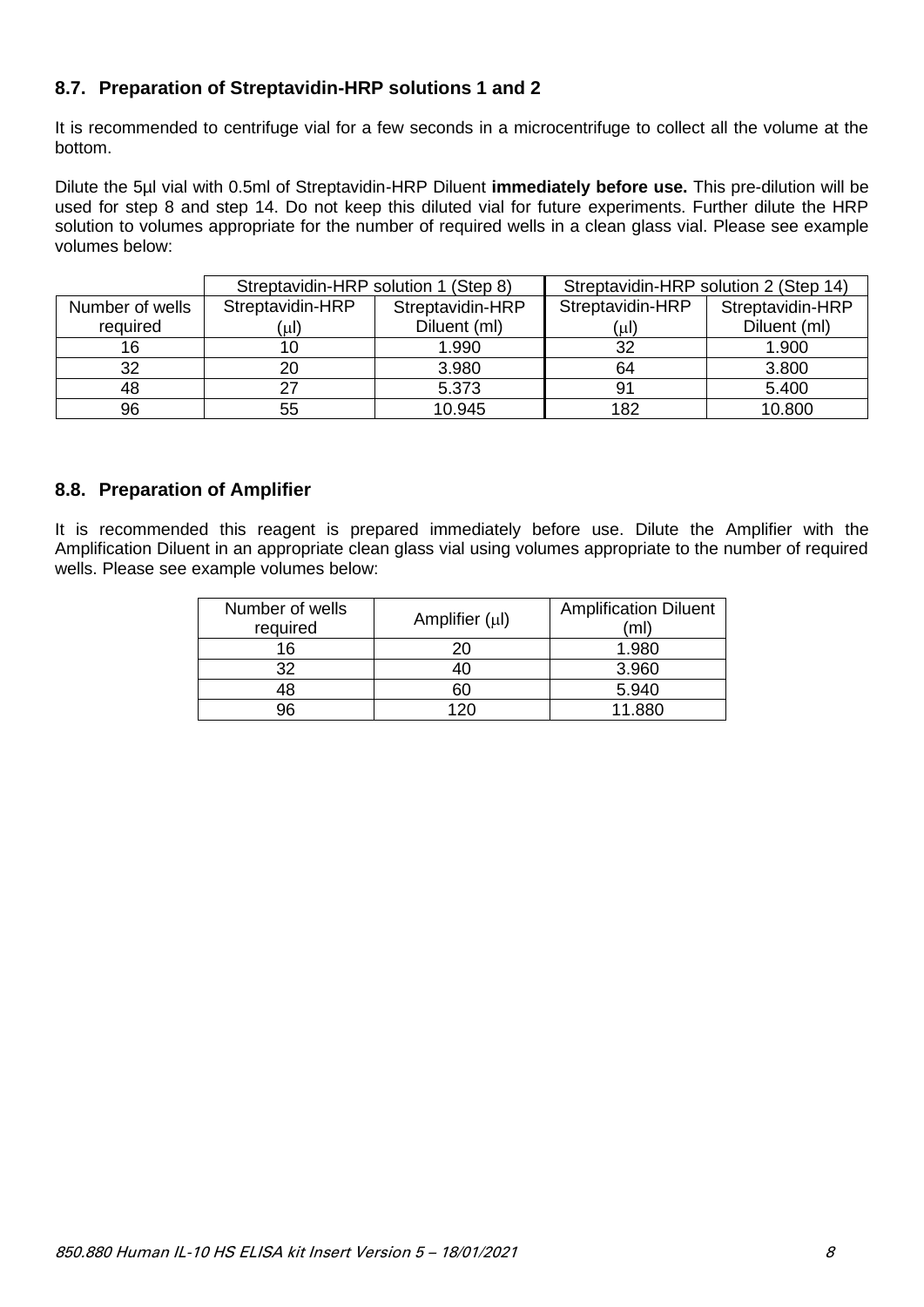### 8.7. Preparation of Streptavidin-HRP solutions 1 and 2

It is recommended to centrifuge vial for a few seconds in a microcentrifuge to collect all the volume at the bottom.

Dilute the 5µl vial with 0.5ml of Streptavidin-HRP Diluent **immediately before use.** This pre-dilution will be used for step 8 and step 14. Do not keep this diluted vial for future experiments. Further dilute the HRP solution to volumes appropriate for the number of required wells in a clean glass vial. Please see example volumes below:

| | Streptavidin-HRP solution 1 (Step 8) | | Streptavidin-HRP solution 2 (Step 14) | |
|---|---|---|---|---|
| Number of wells required | Streptavidin-HRP (µl) | Streptavidin-HRP Diluent (ml) | Streptavidin-HRP (µl) | Streptavidin-HRP Diluent (ml) |
| 16 | 10 | 1.990 | 32 | 1.900 |
| 32 | 20 | 3.980 | 64 | 3.800 |
| 48 | 27 | 5.373 | 91 | 5.400 |
| 96 | 55 | 10.945 | 182 | 10.800 |

### 8.8. Preparation of Amplifier

It is recommended this reagent is prepared immediately before use. Dilute the Amplifier with the Amplification Diluent in an appropriate clean glass vial using volumes appropriate to the number of required wells. Please see example volumes below:

| Number of wells required | Amplifier (µl) | Amplification Diluent (ml) |
|---|---|---|
| 16 | 20 | 1.980 |
| 32 | 40 | 3.960 |
| 48 | 60 | 5.940 |
| 96 | 120 | 11.880 |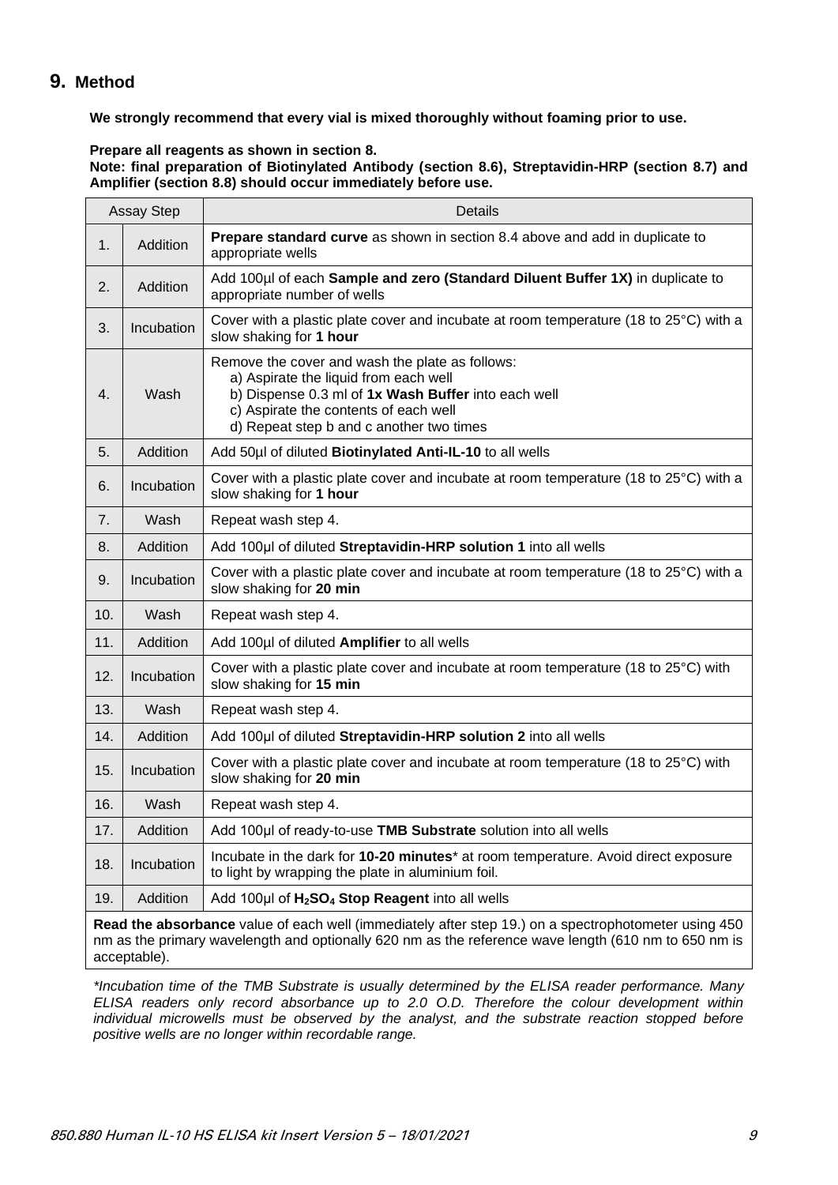## 9. Method

**We strongly recommend that every vial is mixed thoroughly without foaming prior to use.**

**Prepare all reagents as shown in section 8.**
**Note: final preparation of Biotinylated Antibody (section 8.6), Streptavidin-HRP (section 8.7) and Amplifier (section 8.8) should occur immediately before use.**

| Assay Step | | Details |
|---|---|---|
| 1. | Addition | **Prepare standard curve** as shown in section 8.4 above and add in duplicate to appropriate wells |
| 2. | Addition | Add 100µl of each **Sample and zero (Standard Diluent Buffer 1X)** in duplicate to appropriate number of wells |
| 3. | Incubation | Cover with a plastic plate cover and incubate at room temperature (18 to 25°C) with a slow shaking for **1 hour** |
| 4. | Wash | Remove the cover and wash the plate as follows:<br>a) Aspirate the liquid from each well<br>b) Dispense 0.3 ml of **1x Wash Buffer** into each well<br>c) Aspirate the contents of each well<br>d) Repeat step b and c another two times |
| 5. | Addition | Add 50µl of diluted **Biotinylated Anti-IL-10** to all wells |
| 6. | Incubation | Cover with a plastic plate cover and incubate at room temperature (18 to 25°C) with a slow shaking for **1 hour** |
| 7. | Wash | Repeat wash step 4. |
| 8. | Addition | Add 100µl of diluted **Streptavidin-HRP solution 1** into all wells |
| 9. | Incubation | Cover with a plastic plate cover and incubate at room temperature (18 to 25°C) with a slow shaking for **20 min** |
| 10. | Wash | Repeat wash step 4. |
| 11. | Addition | Add 100µl of diluted **Amplifier** to all wells |
| 12. | Incubation | Cover with a plastic plate cover and incubate at room temperature (18 to 25°C) with slow shaking for **15 min** |
| 13. | Wash | Repeat wash step 4. |
| 14. | Addition | Add 100µl of diluted **Streptavidin-HRP solution 2** into all wells |
| 15. | Incubation | Cover with a plastic plate cover and incubate at room temperature (18 to 25°C) with slow shaking for **20 min** |
| 16. | Wash | Repeat wash step 4. |
| 17. | Addition | Add 100µl of ready-to-use **TMB Substrate** solution into all wells |
| 18. | Incubation | Incubate in the dark for **10-20 minutes*** at room temperature. Avoid direct exposure to light by wrapping the plate in aluminium foil. |
| 19. | Addition | Add 100µl of **$H_2SO_4$ Stop Reagent** into all wells |
| **Read the absorbance** value of each well (immediately after step 19.) on a spectrophotometer using 450 nm as the primary wavelength and optionally 620 nm as the reference wave length (610 nm to 650 nm is acceptable). | | |

*\*Incubation time of the TMB Substrate is usually determined by the ELISA reader performance. Many ELISA readers only record absorbance up to 2.0 O.D. Therefore the colour development within individual microwells must be observed by the analyst, and the substrate reaction stopped before positive wells are no longer within recordable range.*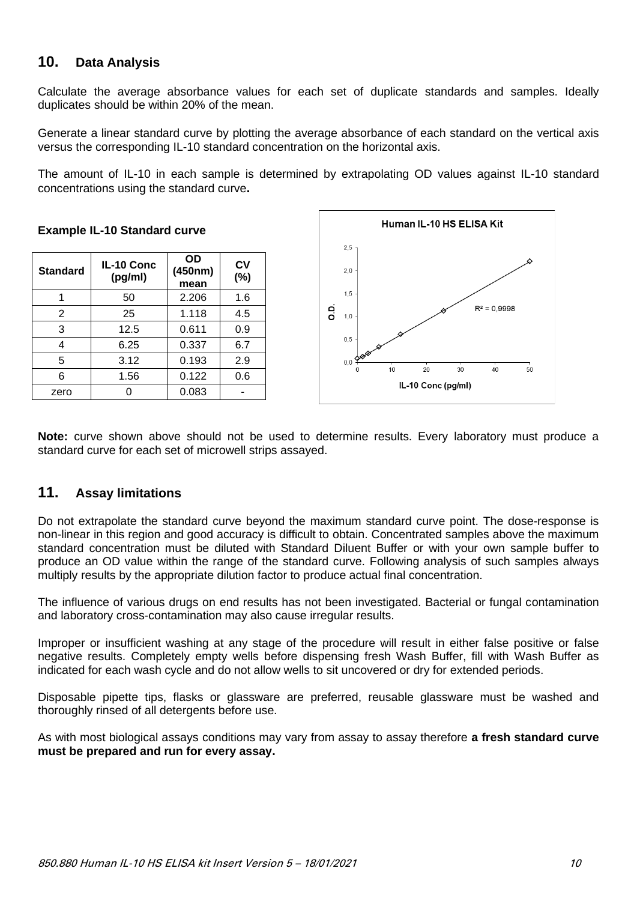## 10. Data Analysis

Calculate the average absorbance values for each set of duplicate standards and samples. Ideally duplicates should be within 20% of the mean.

Generate a linear standard curve by plotting the average absorbance of each standard on the vertical axis versus the corresponding IL-10 standard concentration on the horizontal axis.

The amount of IL-10 in each sample is determined by extrapolating OD values against IL-10 standard concentrations using the standard curve**.**

**Example IL-10 Standard curve**

| Standard | IL-10 Conc (pg/ml) | OD (450nm) mean | CV (%) |
|---|---|---|---|
| 1 | 50 | 2.206 | 1.6 |
| 2 | 25 | 1.118 | 4.5 |
| 3 | 12.5 | 0.611 | 0.9 |
| 4 | 6.25 | 0.337 | 6.7 |
| 5 | 3.12 | 0.193 | 2.9 |
| 6 | 1.56 | 0.122 | 0.6 |
| zero | 0 | 0.083 | - |

Human IL-10 HS ELISA Kit

$R^2 = 0,9998$

O.D.

IL-10 Conc (pg/ml)

**Note:** curve shown above should not be used to determine results. Every laboratory must produce a standard curve for each set of microwell strips assayed.

## 11. Assay limitations

Do not extrapolate the standard curve beyond the maximum standard curve point. The dose-response is non-linear in this region and good accuracy is difficult to obtain. Concentrated samples above the maximum standard concentration must be diluted with Standard Diluent Buffer or with your own sample buffer to produce an OD value within the range of the standard curve. Following analysis of such samples always multiply results by the appropriate dilution factor to produce actual final concentration.

The influence of various drugs on end results has not been investigated. Bacterial or fungal contamination and laboratory cross-contamination may also cause irregular results.

Improper or insufficient washing at any stage of the procedure will result in either false positive or false negative results. Completely empty wells before dispensing fresh Wash Buffer, fill with Wash Buffer as indicated for each wash cycle and do not allow wells to sit uncovered or dry for extended periods.

Disposable pipette tips, flasks or glassware are preferred, reusable glassware must be washed and thoroughly rinsed of all detergents before use.

As with most biological assays conditions may vary from assay to assay therefore **a fresh standard curve must be prepared and run for every assay.**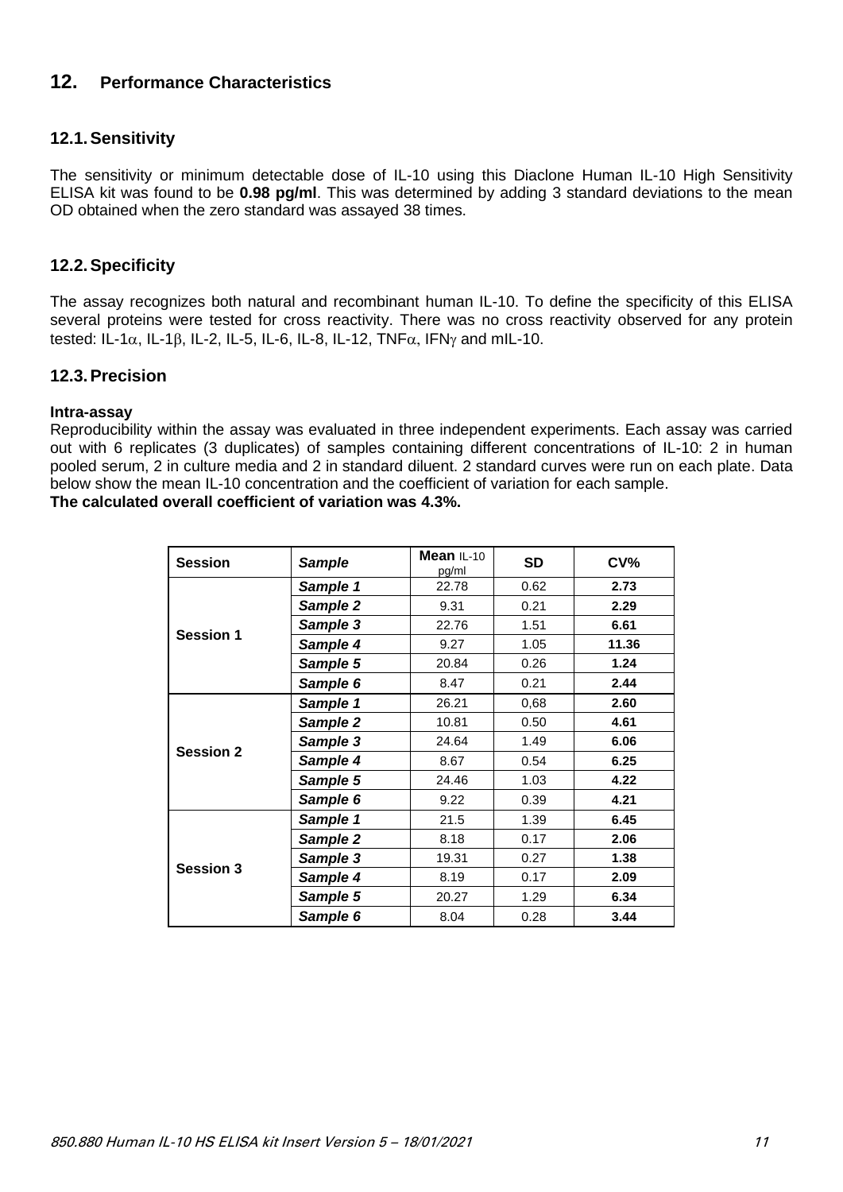## 12. Performance Characteristics

### 12.1. Sensitivity

The sensitivity or minimum detectable dose of IL-10 using this Diaclone Human IL-10 High Sensitivity ELISA kit was found to be **0.98 pg/ml**. This was determined by adding 3 standard deviations to the mean OD obtained when the zero standard was assayed 38 times.

### 12.2. Specificity

The assay recognizes both natural and recombinant human IL-10. To define the specificity of this ELISA several proteins were tested for cross reactivity. There was no cross reactivity observed for any protein tested: IL-1$\alpha$, IL-1$\beta$, IL-2, IL-5, IL-6, IL-8, IL-12, TNF$\alpha$, IFN$\gamma$ and mIL-10.

### 12.3. Precision

**Intra-assay**

Reproducibility within the assay was evaluated in three independent experiments. Each assay was carried out with 6 replicates (3 duplicates) of samples containing different concentrations of IL-10: 2 in human pooled serum, 2 in culture media and 2 in standard diluent. 2 standard curves were run on each plate. Data below show the mean IL-10 concentration and the coefficient of variation for each sample.

**The calculated overall coefficient of variation was 4.3%.**

| Session | *Sample* | Mean IL-10 pg/ml | SD | CV% |
|---|---|---|---|---|
| Session 1 | *Sample 1* | 22.78 | 0.62 | **2.73** |
| | *Sample 2* | 9.31 | 0.21 | **2.29** |
| | *Sample 3* | 22.76 | 1.51 | **6.61** |
| | *Sample 4* | 9.27 | 1.05 | **11.36** |
| | *Sample 5* | 20.84 | 0.26 | **1.24** |
| | *Sample 6* | 8.47 | 0.21 | **2.44** |
| Session 2 | *Sample 1* | 26.21 | 0,68 | **2.60** |
| | *Sample 2* | 10.81 | 0.50 | **4.61** |
| | *Sample 3* | 24.64 | 1.49 | **6.06** |
| | *Sample 4* | 8.67 | 0.54 | **6.25** |
| | *Sample 5* | 24.46 | 1.03 | **4.22** |
| | *Sample 6* | 9.22 | 0.39 | **4.21** |
| Session 3 | *Sample 1* | 21.5 | 1.39 | **6.45** |
| | *Sample 2* | 8.18 | 0.17 | **2.06** |
| | *Sample 3* | 19.31 | 0.27 | **1.38** |
| | *Sample 4* | 8.19 | 0.17 | **2.09** |
| | *Sample 5* | 20.27 | 1.29 | **6.34** |
| | *Sample 6* | 8.04 | 0.28 | **3.44** |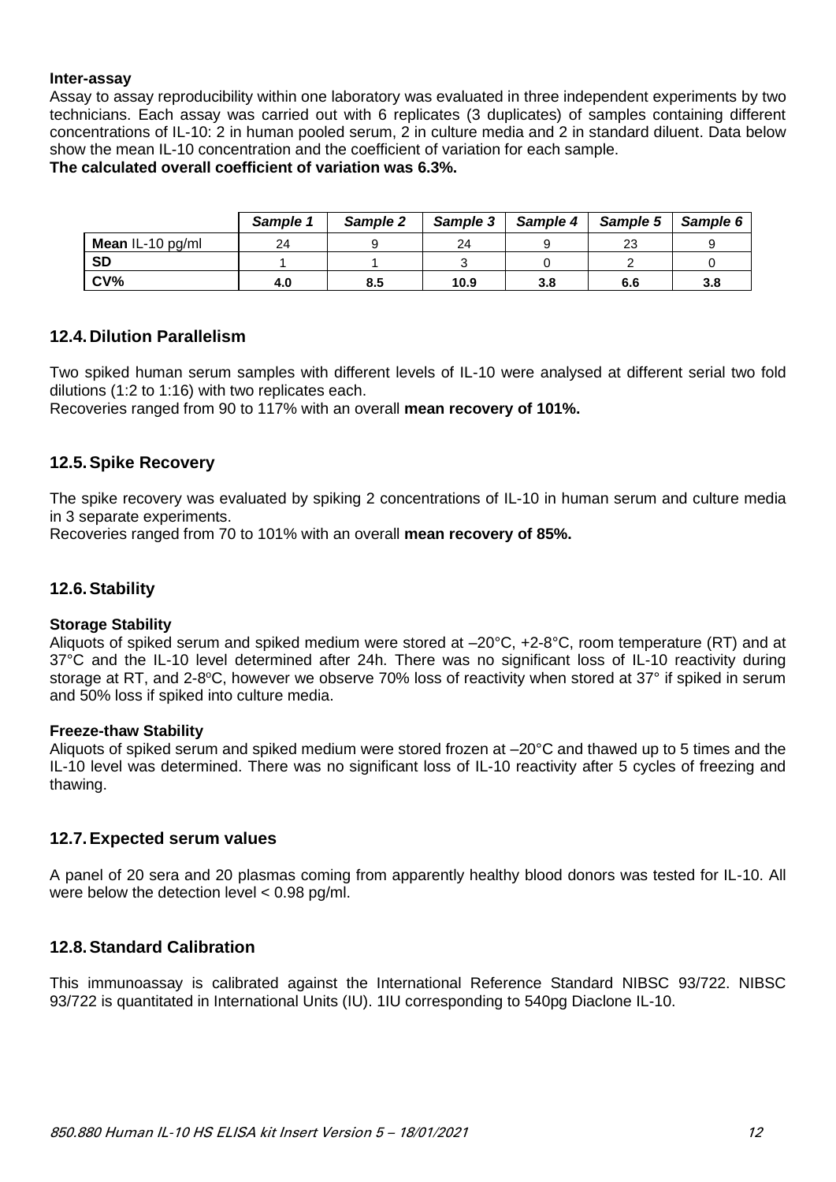**Inter-assay**

Assay to assay reproducibility within one laboratory was evaluated in three independent experiments by two technicians. Each assay was carried out with 6 replicates (3 duplicates) of samples containing different concentrations of IL-10: 2 in human pooled serum, 2 in culture media and 2 in standard diluent. Data below show the mean IL-10 concentration and the coefficient of variation for each sample.

**The calculated overall coefficient of variation was 6.3%.**

| | *Sample 1* | *Sample 2* | *Sample 3* | *Sample 4* | *Sample 5* | *Sample 6* |
|---|---|---|---|---|---|---|
| **Mean** IL-10 pg/ml | 24 | 9 | 24 | 9 | 23 | 9 |
| **SD** | 1 | 1 | 3 | 0 | 2 | 0 |
| **CV%** | **4.0** | **8.5** | **10.9** | **3.8** | **6.6** | **3.8** |

## 12.4. Dilution Parallelism

Two spiked human serum samples with different levels of IL-10 were analysed at different serial two fold dilutions (1:2 to 1:16) with two replicates each.

Recoveries ranged from 90 to 117% with an overall **mean recovery of 101%.**

## 12.5. Spike Recovery

The spike recovery was evaluated by spiking 2 concentrations of IL-10 in human serum and culture media in 3 separate experiments.

Recoveries ranged from 70 to 101% with an overall **mean recovery of 85%.**

## 12.6. Stability

**Storage Stability**

Aliquots of spiked serum and spiked medium were stored at –20°C, +2-8°C, room temperature (RT) and at 37°C and the IL-10 level determined after 24h. There was no significant loss of IL-10 reactivity during storage at RT, and 2-8°C, however we observe 70% loss of reactivity when stored at 37° if spiked in serum and 50% loss if spiked into culture media.

**Freeze-thaw Stability**

Aliquots of spiked serum and spiked medium were stored frozen at –20°C and thawed up to 5 times and the IL-10 level was determined. There was no significant loss of IL-10 reactivity after 5 cycles of freezing and thawing.

## 12.7. Expected serum values

A panel of 20 sera and 20 plasmas coming from apparently healthy blood donors was tested for IL-10. All were below the detection level < 0.98 pg/ml.

## 12.8. Standard Calibration

This immunoassay is calibrated against the International Reference Standard NIBSC 93/722. NIBSC 93/722 is quantitated in International Units (IU). 1IU corresponding to 540pg Diaclone IL-10.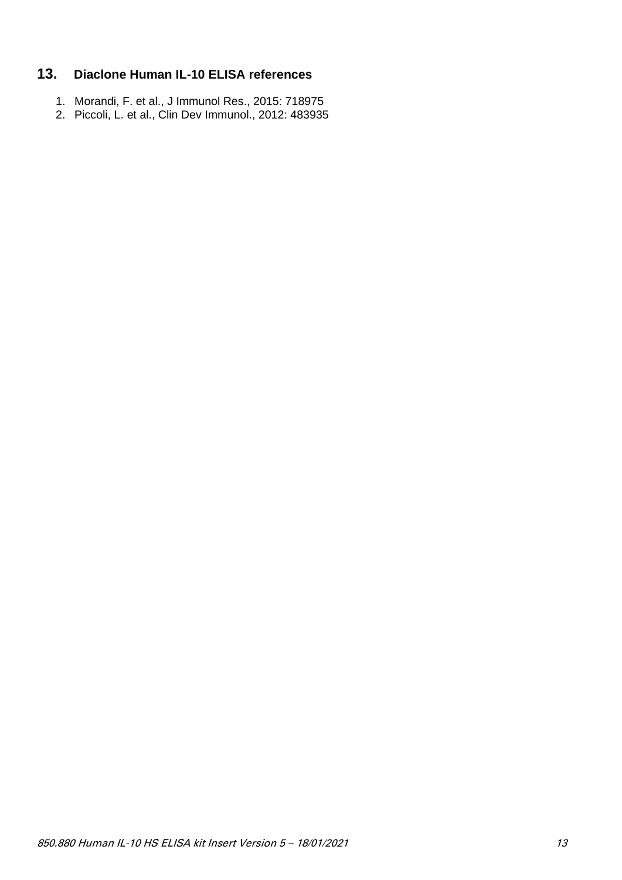## 13. Diaclone Human IL-10 ELISA references

1. Morandi, F. et al., J Immunol Res., 2015: 718975
2. Piccoli, L. et al., Clin Dev Immunol., 2012: 483935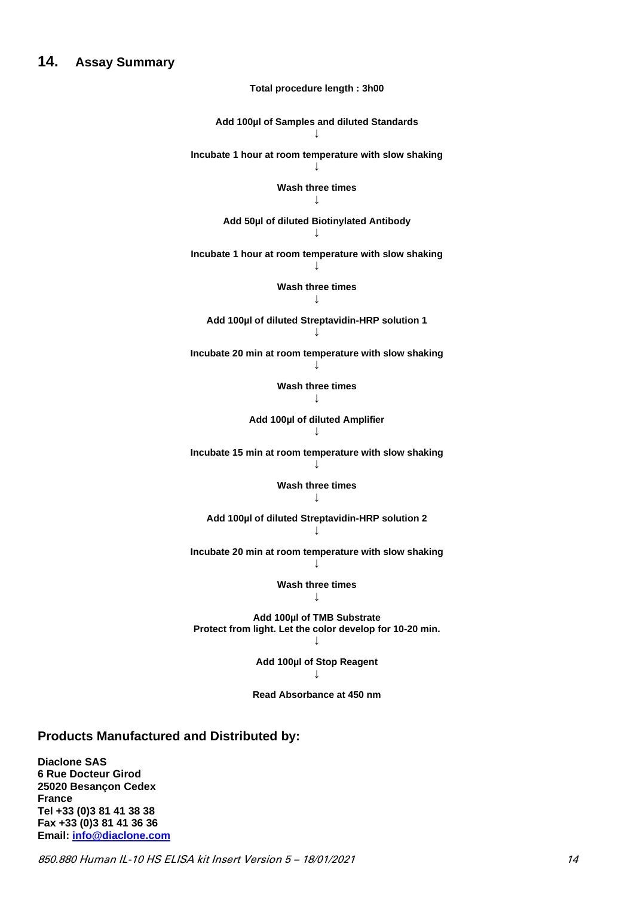## 14. Assay Summary

**Total procedure length : 3h00**

**Add 100µl of Samples and diluted Standards**
↓
**Incubate 1 hour at room temperature with slow shaking**
↓
**Wash three times**
↓
**Add 50µl of diluted Biotinylated Antibody**
↓
**Incubate 1 hour at room temperature with slow shaking**
↓
**Wash three times**
↓
**Add 100µl of diluted Streptavidin-HRP solution 1**
↓
**Incubate 20 min at room temperature with slow shaking**
↓
**Wash three times**
↓
**Add 100µl of diluted Amplifier**
↓
**Incubate 15 min at room temperature with slow shaking**
↓
**Wash three times**
↓
**Add 100µl of diluted Streptavidin-HRP solution 2**
↓
**Incubate 20 min at room temperature with slow shaking**
↓
**Wash three times**
↓
**Add 100µl of TMB Substrate**
**Protect from light. Let the color develop for 10-20 min.**
↓
**Add 100µl of Stop Reagent**
↓
**Read Absorbance at 450 nm**

## Products Manufactured and Distributed by:

**Diaclone SAS**
**6 Rue Docteur Girod**
**25020 Besançon Cedex**
**France**
**Tel +33 (0)3 81 41 38 38**
**Fax +33 (0)3 81 41 36 36**
**Email: info@diaclone.com**